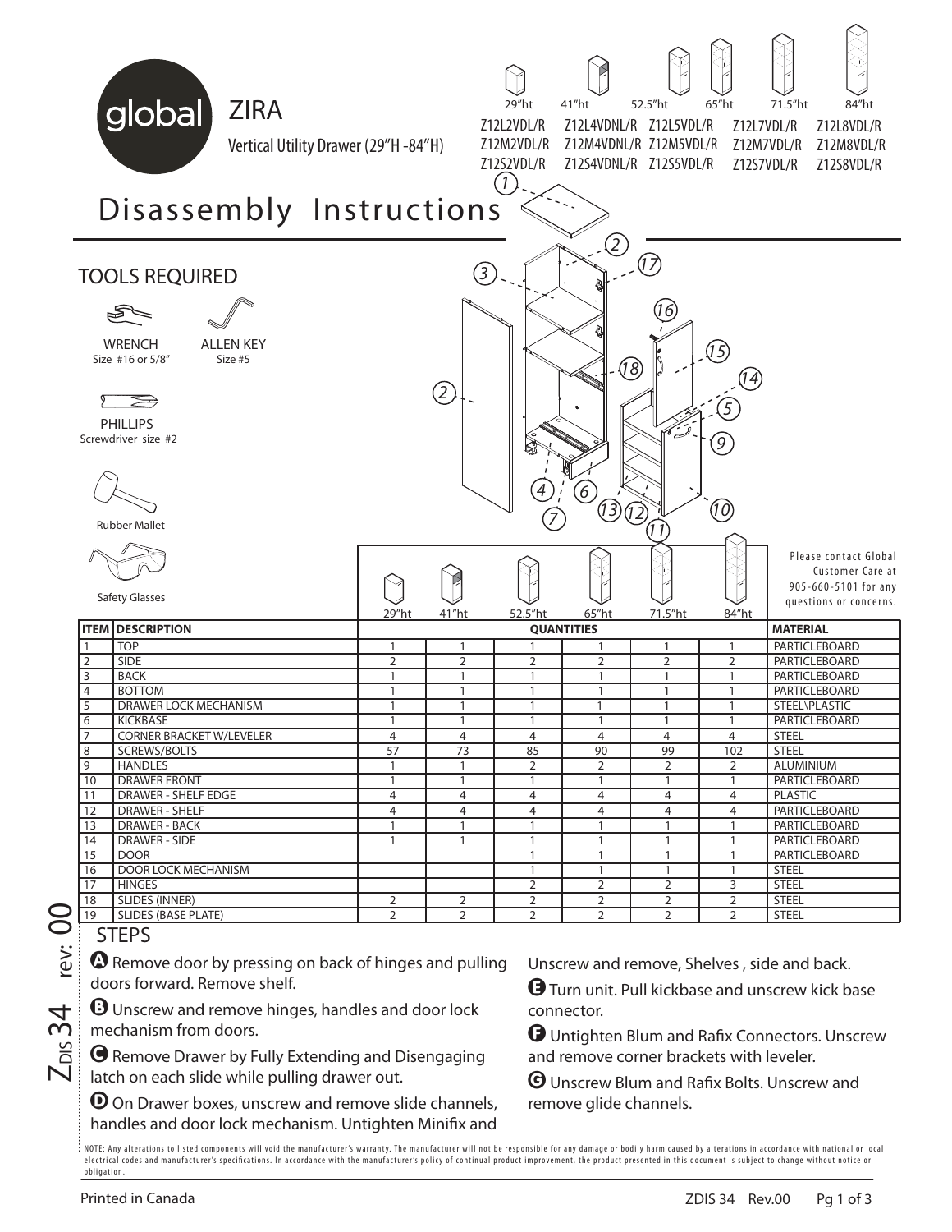# global

## ZIRA

Vertical Utility Drawer (29"H -84"H)

| 29"ht | 41"ht | 52.5"ht | 65"ht | 71.5"ht | 84"ht |
|---|---|---|---|---|---|
| Z12L2VDL/R | Z12L4VDNL/R | Z12L5VDL/R | Z12L7VDL/R | Z12L8VDL/R | |
| Z12M2VDL/R | Z12M4VDNL/R | Z12M5VDL/R | Z12M7VDL/R | Z12M8VDL/R | |
| Z12S2VDL/R | Z12S4VDNL/R | Z12S5VDL/R | Z12S7VDL/R | Z12S8VDL/R | |

# Disassembly Instructions

## TOOLS REQUIRED

- WRENCH Size #16 or 5/8"
- ALLEN KEY Size #5
- PHILLIPS Screwdriver size #2
- Rubber Mallet
- Safety Glasses

Please contact Global Customer Care at 905-660-5101 for any questions or concerns.

| ITEM | DESCRIPTION | 29"ht | 41"ht | 52.5"ht | 65"ht | 71.5"ht | 84"ht | MATERIAL |
|---|---|---|---|---|---|---|---|---|
| | | QUANTITIES | | | | | | |
| 1 | TOP | 1 | 1 | 1 | 1 | 1 | 1 | PARTICLEBOARD |
| 2 | SIDE | 2 | 2 | 2 | 2 | 2 | 2 | PARTICLEBOARD |
| 3 | BACK | 1 | 1 | 1 | 1 | 1 | 1 | PARTICLEBOARD |
| 4 | BOTTOM | 1 | 1 | 1 | 1 | 1 | 1 | PARTICLEBOARD |
| 5 | DRAWER LOCK MECHANISM | 1 | 1 | 1 | 1 | 1 | 1 | STEEL\PLASTIC |
| 6 | KICKBASE | 1 | 1 | 1 | 1 | 1 | 1 | PARTICLEBOARD |
| 7 | CORNER BRACKET W/LEVELER | 4 | 4 | 4 | 4 | 4 | 4 | STEEL |
| 8 | SCREWS/BOLTS | 57 | 73 | 85 | 90 | 99 | 102 | STEEL |
| 9 | HANDLES | 1 | 1 | 2 | 2 | 2 | 2 | ALUMINIUM |
| 10 | DRAWER FRONT | 1 | 1 | 1 | 1 | 1 | 1 | PARTICLEBOARD |
| 11 | DRAWER - SHELF EDGE | 4 | 4 | 4 | 4 | 4 | 4 | PLASTIC |
| 12 | DRAWER - SHELF | 4 | 4 | 4 | 4 | 4 | 4 | PARTICLEBOARD |
| 13 | DRAWER - BACK | 1 | 1 | 1 | 1 | 1 | 1 | PARTICLEBOARD |
| 14 | DRAWER - SIDE | 1 | 1 | 1 | 1 | 1 | 1 | PARTICLEBOARD |
| 15 | DOOR | | | 1 | 1 | 1 | 1 | PARTICLEBOARD |
| 16 | DOOR LOCK MECHANISM | | | 1 | 1 | 1 | 1 | STEEL |
| 17 | HINGES | | | 2 | 2 | 2 | 3 | STEEL |
| 18 | SLIDES (INNER) | 2 | 2 | 2 | 2 | 2 | 2 | STEEL |
| 19 | SLIDES (BASE PLATE) | 2 | 2 | 2 | 2 | 2 | 2 | STEEL |

## STEPS

**A** Remove door by pressing on back of hinges and pulling doors forward. Remove shelf.

**B** Unscrew and remove hinges, handles and door lock mechanism from doors.

**C** Remove Drawer by Fully Extending and Disengaging latch on each slide while pulling drawer out.

**D** On Drawer boxes, unscrew and remove slide channels, handles and door lock mechanism. Untighten Minifix and Unscrew and remove, Shelves , side and back.

**E** Turn unit. Pull kickbase and unscrew kick base connector.

**F** Untighten Blum and Rafix Connectors. Unscrew and remove corner brackets with leveler.

**G** Unscrew Blum and Rafix Bolts. Unscrew and remove glide channels.

NOTE: Any alterations to listed components will void the manufacturer's warranty. The manufacturer will not be responsible for any damage or bodily harm caused by alterations in accordance with national or local electrical codes and manufacturer's specifications. In accordance with the manufacturer's policy of continual product improvement, the product presented in this document is subject to change without notice or obligation.

Printed in Canada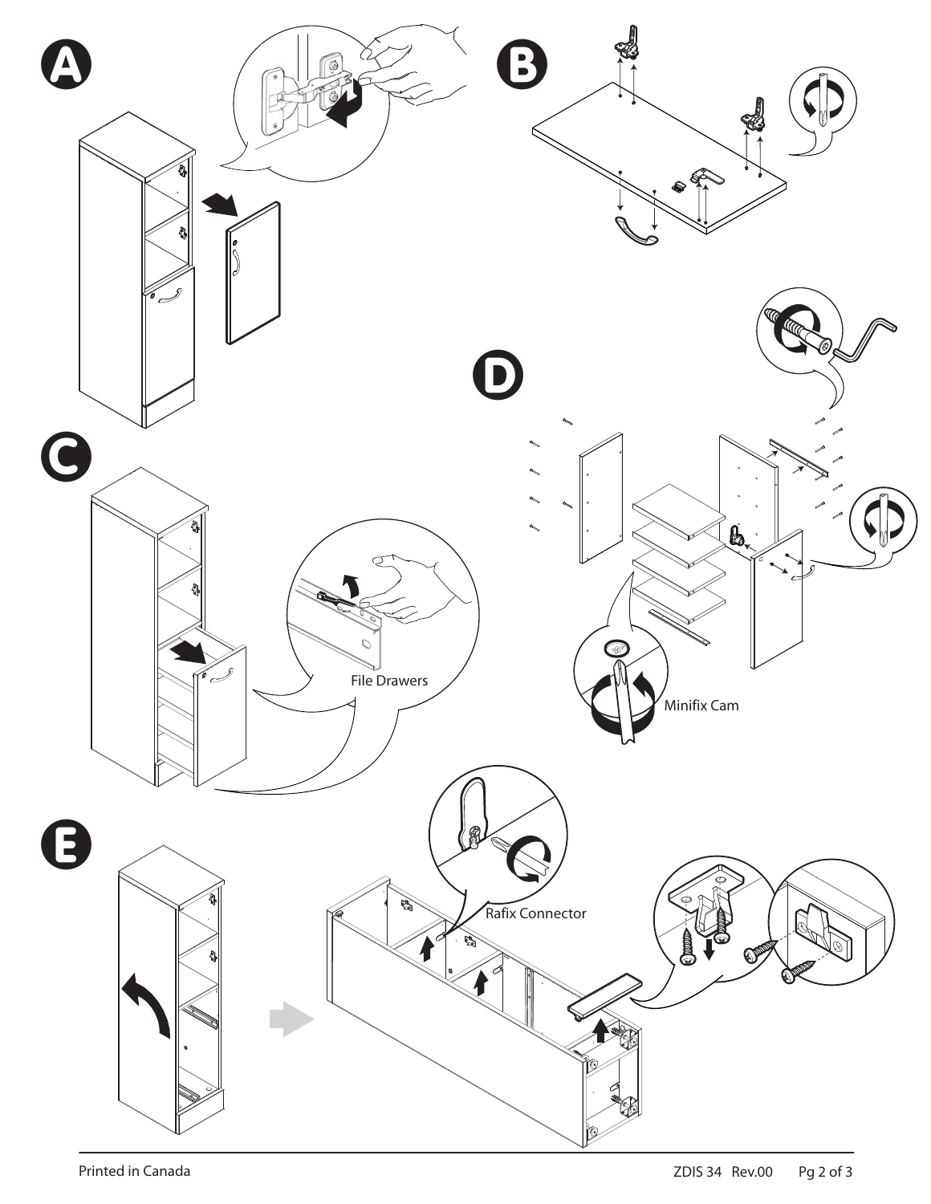A

B

C

File Drawers

D

Minifix Cam

E

Rafix Connector

Printed in Canada

ZDIS 34 Rev.00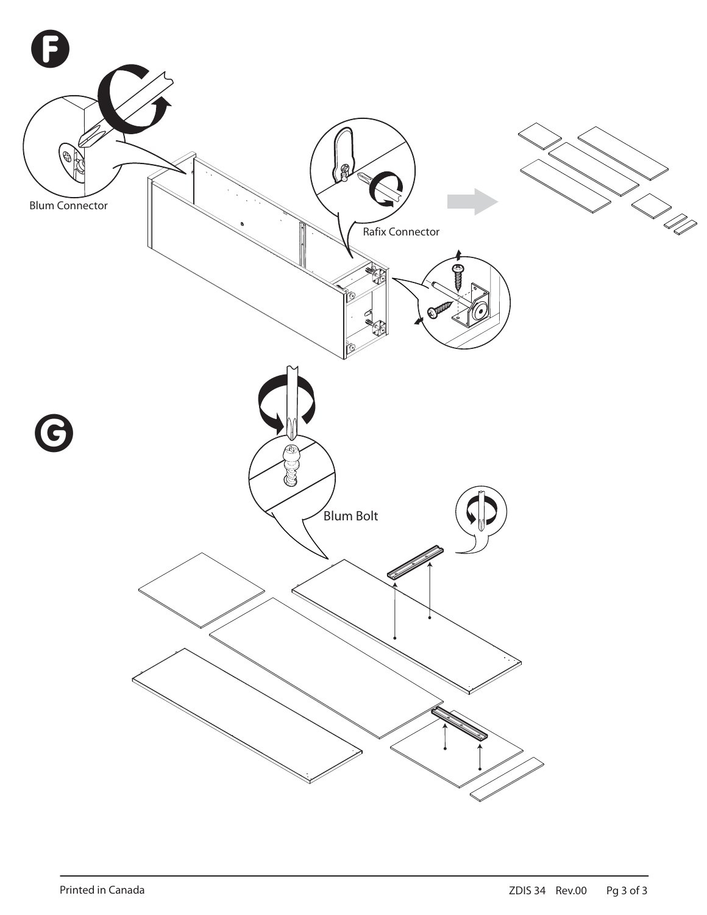**F**

Blum Connector

Rafix Connector

**G**

Blum Bolt

Printed in Canada

ZDIS 34 Rev.00